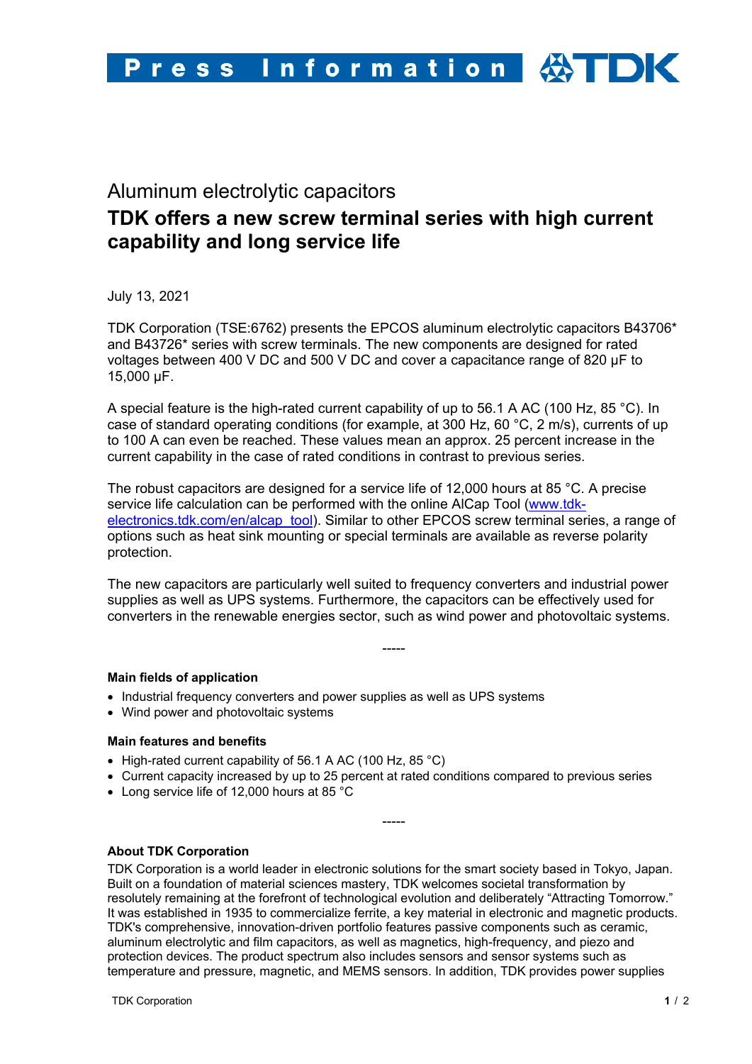Press Information TDK

Aluminum electrolytic capacitors

# TDK offers a new screw terminal series with high current capability and long service life

July 13, 2021

TDK Corporation (TSE:6762) presents the EPCOS aluminum electrolytic capacitors B43706* and B43726* series with screw terminals. The new components are designed for rated voltages between 400 V DC and 500 V DC and cover a capacitance range of 820 µF to 15,000 µF.

A special feature is the high-rated current capability of up to 56.1 A AC (100 Hz, 85 °C). In case of standard operating conditions (for example, at 300 Hz, 60 °C, 2 m/s), currents of up to 100 A can even be reached. These values mean an approx. 25 percent increase in the current capability in the case of rated conditions in contrast to previous series.

The robust capacitors are designed for a service life of 12,000 hours at 85 °C. A precise service life calculation can be performed with the online AlCap Tool (www.tdk-electronics.tdk.com/en/alcap_tool). Similar to other EPCOS screw terminal series, a range of options such as heat sink mounting or special terminals are available as reverse polarity protection.

The new capacitors are particularly well suited to frequency converters and industrial power supplies as well as UPS systems. Furthermore, the capacitors can be effectively used for converters in the renewable energies sector, such as wind power and photovoltaic systems.

-----

### Main fields of application

- Industrial frequency converters and power supplies as well as UPS systems
- Wind power and photovoltaic systems

### Main features and benefits

- High-rated current capability of 56.1 A AC (100 Hz, 85 °C)
- Current capacity increased by up to 25 percent at rated conditions compared to previous series
- Long service life of 12,000 hours at 85 °C

-----

### About TDK Corporation

TDK Corporation is a world leader in electronic solutions for the smart society based in Tokyo, Japan. Built on a foundation of material sciences mastery, TDK welcomes societal transformation by resolutely remaining at the forefront of technological evolution and deliberately "Attracting Tomorrow." It was established in 1935 to commercialize ferrite, a key material in electronic and magnetic products. TDK's comprehensive, innovation-driven portfolio features passive components such as ceramic, aluminum electrolytic and film capacitors, as well as magnetics, high-frequency, and piezo and protection devices. The product spectrum also includes sensors and sensor systems such as temperature and pressure, magnetic, and MEMS sensors. In addition, TDK provides power supplies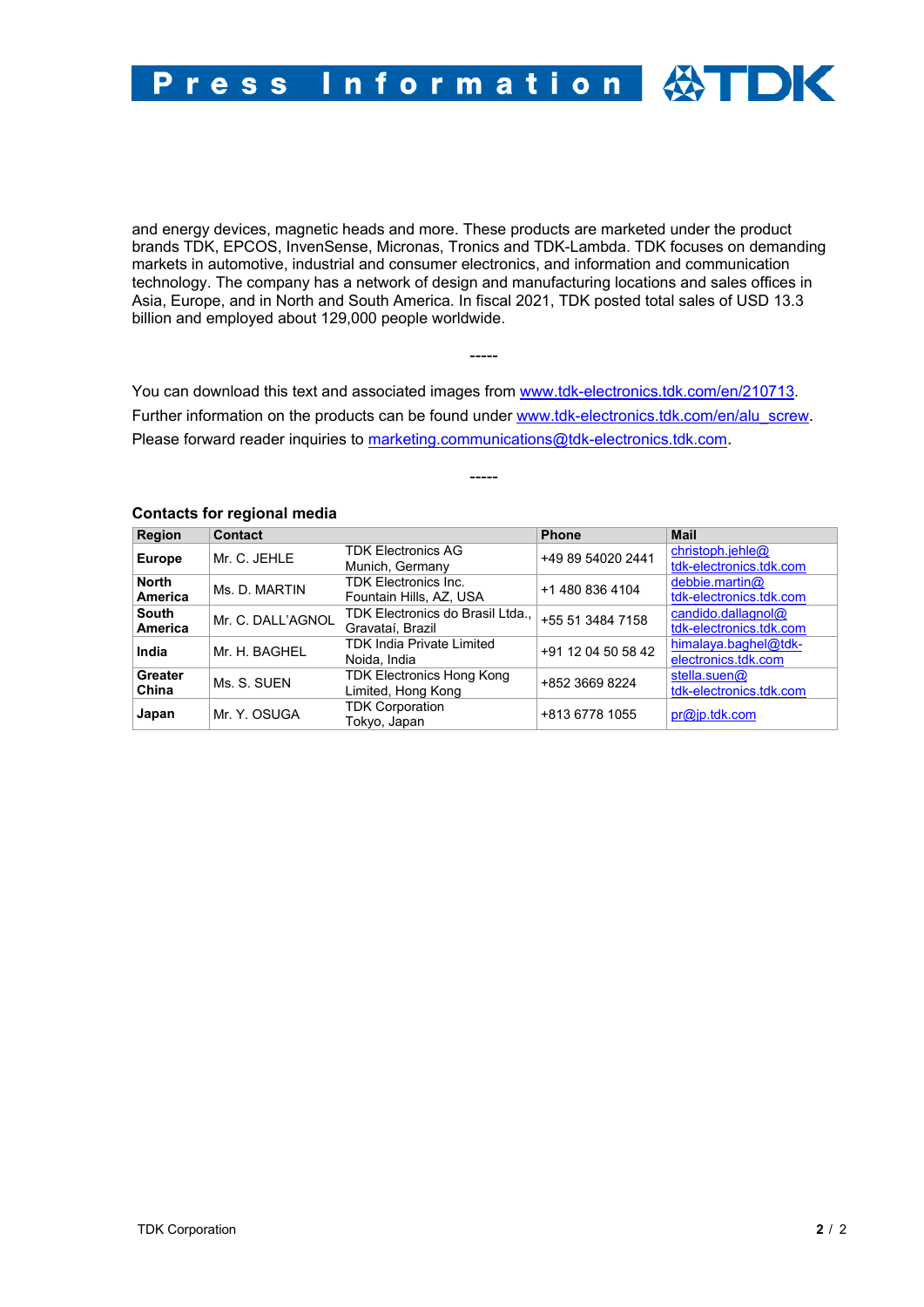and energy devices, magnetic heads and more. These products are marketed under the product brands TDK, EPCOS, InvenSense, Micronas, Tronics and TDK-Lambda. TDK focuses on demanding markets in automotive, industrial and consumer electronics, and information and communication technology. The company has a network of design and manufacturing locations and sales offices in Asia, Europe, and in North and South America. In fiscal 2021, TDK posted total sales of USD 13.3 billion and employed about 129,000 people worldwide.

-----

You can download this text and associated images from www.tdk-electronics.tdk.com/en/210713.
Further information on the products can be found under www.tdk-electronics.tdk.com/en/alu_screw.
Please forward reader inquiries to marketing.communications@tdk-electronics.tdk.com.

-----

**Contacts for regional media**

| Region | Contact | | Phone | Mail |
|---|---|---|---|---|
| **Europe** | Mr. C. JEHLE | TDK Electronics AG Munich, Germany | +49 89 54020 2441 | christoph.jehle@tdk-electronics.tdk.com |
| **North America** | Ms. D. MARTIN | TDK Electronics Inc. Fountain Hills, AZ, USA | +1 480 836 4104 | debbie.martin@tdk-electronics.tdk.com |
| **South America** | Mr. C. DALL'AGNOL | TDK Electronics do Brasil Ltda., Gravataí, Brazil | +55 51 3484 7158 | candido.dallagnol@tdk-electronics.tdk.com |
| **India** | Mr. H. BAGHEL | TDK India Private Limited Noida, India | +91 12 04 50 58 42 | himalaya.baghel@tdk-electronics.tdk.com |
| **Greater China** | Ms. S. SUEN | TDK Electronics Hong Kong Limited, Hong Kong | +852 3669 8224 | stella.suen@tdk-electronics.tdk.com |
| **Japan** | Mr. Y. OSUGA | TDK Corporation Tokyo, Japan | +813 6778 1055 | pr@jp.tdk.com |